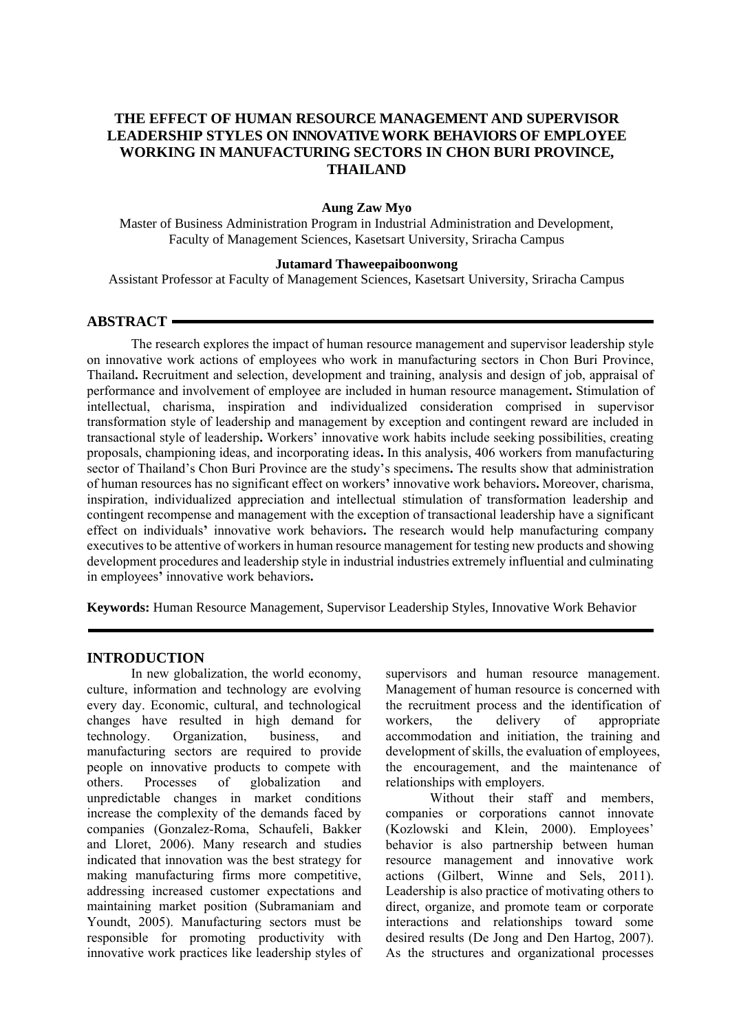# THE EFFECT OF HUMAN RESOURCE MANAGEMENT AND SUPERVISOR LEADERSHIP STYLES ON INNOVATIVE WORK BEHAVIORS OF EMPLOYEE WORKING IN MANUFACTURING SECTORS IN CHON BURI PROVINCE, THAILAND

**Aung Zaw Myo**

Master of Business Administration Program in Industrial Administration and Development, Faculty of Management Sciences, Kasetsart University, Sriracha Campus

**Jutamard Thaweepaiboonwong**

Assistant Professor at Faculty of Management Sciences, Kasetsart University, Sriracha Campus

## ABSTRACT

The research explores the impact of human resource management and supervisor leadership style on innovative work actions of employees who work in manufacturing sectors in Chon Buri Province, Thailand**.** Recruitment and selection, development and training, analysis and design of job, appraisal of performance and involvement of employee are included in human resource management**.** Stimulation of intellectual, charisma, inspiration and individualized consideration comprised in supervisor transformation style of leadership and management by exception and contingent reward are included in transactional style of leadership**.** Workers' innovative work habits include seeking possibilities, creating proposals, championing ideas, and incorporating ideas**.** In this analysis, 406 workers from manufacturing sector of Thailand's Chon Buri Province are the study's specimens**.** The results show that administration of human resources has no significant effect on workers**'** innovative work behaviors**.** Moreover, charisma, inspiration, individualized appreciation and intellectual stimulation of transformation leadership and contingent recompense and management with the exception of transactional leadership have a significant effect on individuals**'** innovative work behaviors**.** The research would help manufacturing company executives to be attentive of workers in human resource management for testing new products and showing development procedures and leadership style in industrial industries extremely influential and culminating in employees**'** innovative work behaviors**.**

**Keywords:** Human Resource Management, Supervisor Leadership Styles, Innovative Work Behavior

## INTRODUCTION

In new globalization, the world economy, culture, information and technology are evolving every day. Economic, cultural, and technological changes have resulted in high demand for technology. Organization, business, and manufacturing sectors are required to provide people on innovative products to compete with others. Processes of globalization and unpredictable changes in market conditions increase the complexity of the demands faced by companies (Gonzalez-Roma, Schaufeli, Bakker and Lloret, 2006). Many research and studies indicated that innovation was the best strategy for making manufacturing firms more competitive, addressing increased customer expectations and maintaining market position (Subramaniam and Youndt, 2005). Manufacturing sectors must be responsible for promoting productivity with innovative work practices like leadership styles of supervisors and human resource management. Management of human resource is concerned with the recruitment process and the identification of workers, the delivery of appropriate accommodation and initiation, the training and development of skills, the evaluation of employees, the encouragement, and the maintenance of relationships with employers.

Without their staff and members, companies or corporations cannot innovate (Kozlowski and Klein, 2000). Employees' behavior is also partnership between human resource management and innovative work actions (Gilbert, Winne and Sels, 2011). Leadership is also practice of motivating others to direct, organize, and promote team or corporate interactions and relationships toward some desired results (De Jong and Den Hartog, 2007). As the structures and organizational processes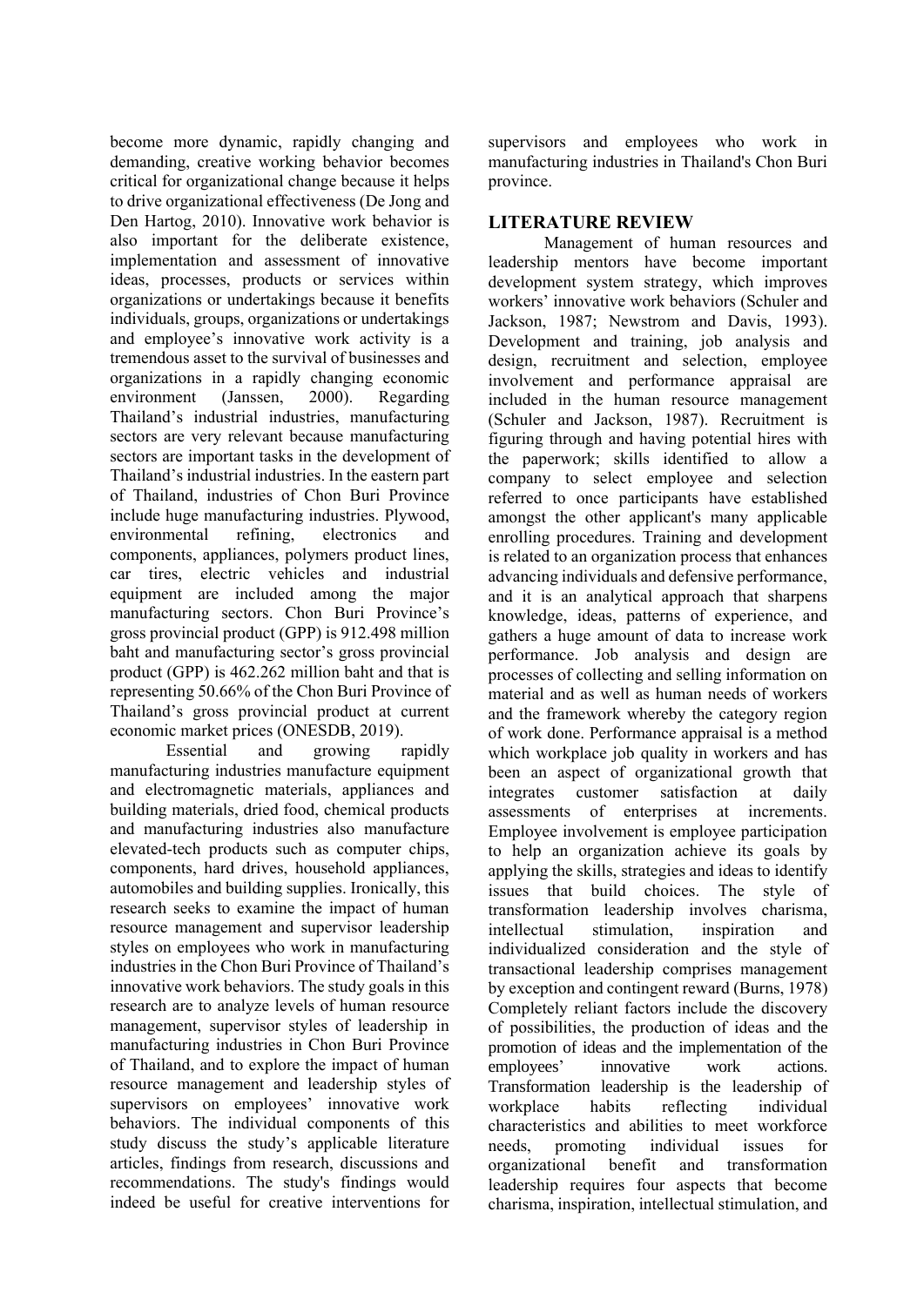become more dynamic, rapidly changing and demanding, creative working behavior becomes critical for organizational change because it helps to drive organizational effectiveness (De Jong and Den Hartog, 2010). Innovative work behavior is also important for the deliberate existence, implementation and assessment of innovative ideas, processes, products or services within organizations or undertakings because it benefits individuals, groups, organizations or undertakings and employee's innovative work activity is a tremendous asset to the survival of businesses and organizations in a rapidly changing economic environment (Janssen, 2000). Regarding Thailand's industrial industries, manufacturing sectors are very relevant because manufacturing sectors are important tasks in the development of Thailand's industrial industries. In the eastern part of Thailand, industries of Chon Buri Province include huge manufacturing industries. Plywood, environmental refining, electronics and components, appliances, polymers product lines, car tires, electric vehicles and industrial equipment are included among the major manufacturing sectors. Chon Buri Province's gross provincial product (GPP) is 912.498 million baht and manufacturing sector's gross provincial product (GPP) is 462.262 million baht and that is representing 50.66% of the Chon Buri Province of Thailand's gross provincial product at current economic market prices (ONESDB, 2019).

Essential and growing rapidly manufacturing industries manufacture equipment and electromagnetic materials, appliances and building materials, dried food, chemical products and manufacturing industries also manufacture elevated-tech products such as computer chips, components, hard drives, household appliances, automobiles and building supplies. Ironically, this research seeks to examine the impact of human resource management and supervisor leadership styles on employees who work in manufacturing industries in the Chon Buri Province of Thailand's innovative work behaviors. The study goals in this research are to analyze levels of human resource management, supervisor styles of leadership in manufacturing industries in Chon Buri Province of Thailand, and to explore the impact of human resource management and leadership styles of supervisors on employees' innovative work behaviors. The individual components of this study discuss the study's applicable literature articles, findings from research, discussions and recommendations. The study's findings would indeed be useful for creative interventions for supervisors and employees who work in manufacturing industries in Thailand's Chon Buri province.

## LITERATURE REVIEW

Management of human resources and leadership mentors have become important development system strategy, which improves workers' innovative work behaviors (Schuler and Jackson, 1987; Newstrom and Davis, 1993). Development and training, job analysis and design, recruitment and selection, employee involvement and performance appraisal are included in the human resource management (Schuler and Jackson, 1987). Recruitment is figuring through and having potential hires with the paperwork; skills identified to allow a company to select employee and selection referred to once participants have established amongst the other applicant's many applicable enrolling procedures. Training and development is related to an organization process that enhances advancing individuals and defensive performance, and it is an analytical approach that sharpens knowledge, ideas, patterns of experience, and gathers a huge amount of data to increase work performance. Job analysis and design are processes of collecting and selling information on material and as well as human needs of workers and the framework whereby the category region of work done. Performance appraisal is a method which workplace job quality in workers and has been an aspect of organizational growth that integrates customer satisfaction at daily assessments of enterprises at increments. Employee involvement is employee participation to help an organization achieve its goals by applying the skills, strategies and ideas to identify issues that build choices. The style of transformation leadership involves charisma, intellectual stimulation, inspiration and individualized consideration and the style of transactional leadership comprises management by exception and contingent reward (Burns, 1978) Completely reliant factors include the discovery of possibilities, the production of ideas and the promotion of ideas and the implementation of the employees' innovative work actions. Transformation leadership is the leadership of workplace habits reflecting individual characteristics and abilities to meet workforce needs, promoting individual issues for organizational benefit and transformation leadership requires four aspects that become charisma, inspiration, intellectual stimulation, and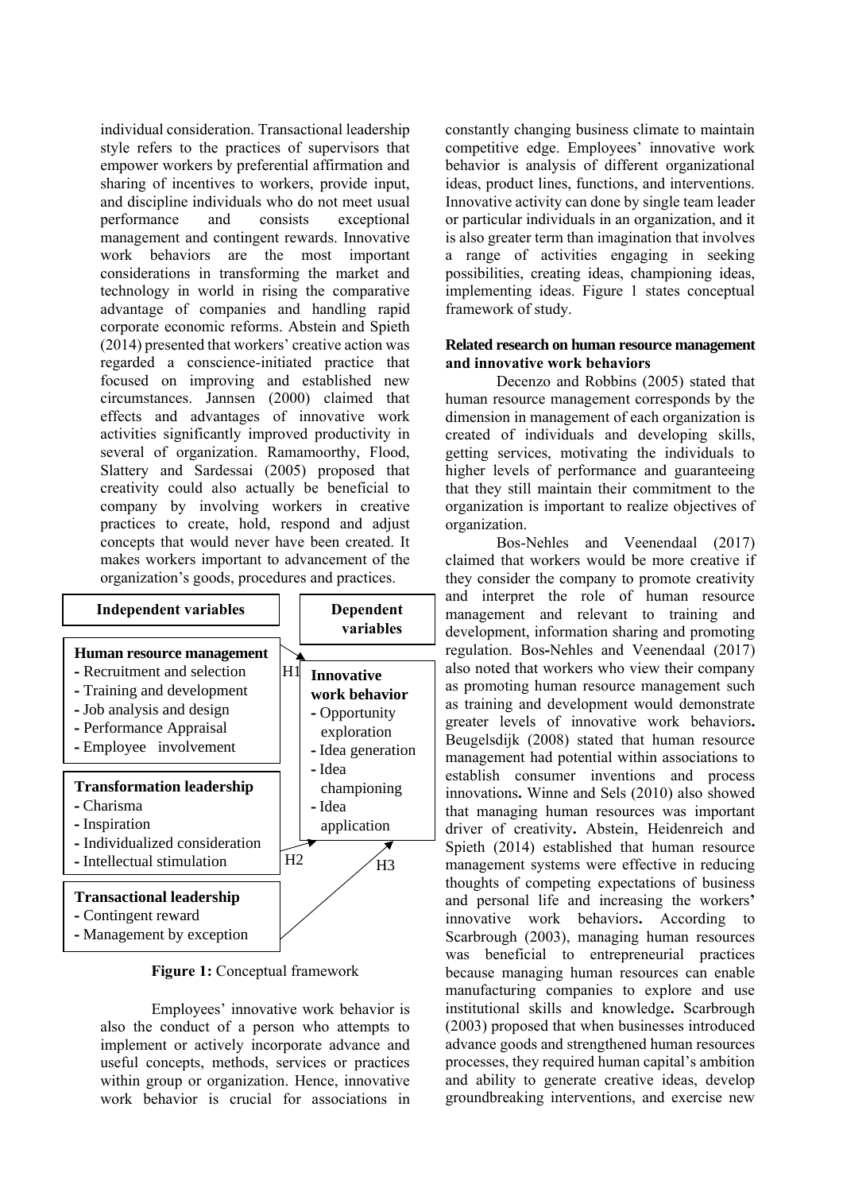individual consideration. Transactional leadership style refers to the practices of supervisors that empower workers by preferential affirmation and sharing of incentives to workers, provide input, and discipline individuals who do not meet usual performance and consists exceptional management and contingent rewards. Innovative work behaviors are the most important considerations in transforming the market and technology in world in rising the comparative advantage of companies and handling rapid corporate economic reforms. Abstein and Spieth (2014) presented that workers' creative action was regarded a conscience-initiated practice that focused on improving and established new circumstances. Jannsen (2000) claimed that effects and advantages of innovative work activities significantly improved productivity in several of organization. Ramamoorthy, Flood, Slattery and Sardessai (2005) proposed that creativity could also actually be beneficial to company by involving workers in creative practices to create, hold, respond and adjust concepts that would never have been created. It makes workers important to advancement of the organization's goods, procedures and practices.

| Independent variables | | Dependent variables |
|---|---|---|
| **Human resource management**<br>- Recruitment and selection<br>- Training and development<br>- Job analysis and design<br>- Performance Appraisal<br>- Employee involvement | H1 → | **Innovative work behavior**<br>- Opportunity exploration<br>- Idea generation<br>- Idea championing<br>- Idea application |
| **Transformation leadership**<br>- Charisma<br>- Inspiration<br>- Individualized consideration<br>- Intellectual stimulation | H2 → | |
| **Transactional leadership**<br>- Contingent reward<br>- Management by exception | H3 → | |

**Figure 1:** Conceptual framework

Employees' innovative work behavior is also the conduct of a person who attempts to implement or actively incorporate advance and useful concepts, methods, services or practices within group or organization. Hence, innovative work behavior is crucial for associations in constantly changing business climate to maintain competitive edge. Employees' innovative work behavior is analysis of different organizational ideas, product lines, functions, and interventions. Innovative activity can done by single team leader or particular individuals in an organization, and it is also greater term than imagination that involves a range of activities engaging in seeking possibilities, creating ideas, championing ideas, implementing ideas. Figure 1 states conceptual framework of study.

**Related research on human resource management and innovative work behaviors**

Decenzo and Robbins (2005) stated that human resource management corresponds by the dimension in management of each organization is created of individuals and developing skills, getting services, motivating the individuals to higher levels of performance and guaranteeing that they still maintain their commitment to the organization is important to realize objectives of organization.

Bos-Nehles and Veenendaal (2017) claimed that workers would be more creative if they consider the company to promote creativity and interpret the role of human resource management and relevant to training and development, information sharing and promoting regulation. Bos-Nehles and Veenendaal (2017) also noted that workers who view their company as promoting human resource management such as training and development would demonstrate greater levels of innovative work behaviors**.** Beugelsdijk (2008) stated that human resource management had potential within associations to establish consumer inventions and process innovations**.** Winne and Sels (2010) also showed that managing human resources was important driver of creativity**.** Abstein, Heidenreich and Spieth (2014) established that human resource management systems were effective in reducing thoughts of competing expectations of business and personal life and increasing the workers**'** innovative work behaviors**.** According to Scarbrough (2003), managing human resources was beneficial to entrepreneurial practices because managing human resources can enable manufacturing companies to explore and use institutional skills and knowledge**.** Scarbrough (2003) proposed that when businesses introduced advance goods and strengthened human resources processes, they required human capital's ambition and ability to generate creative ideas, develop groundbreaking interventions, and exercise new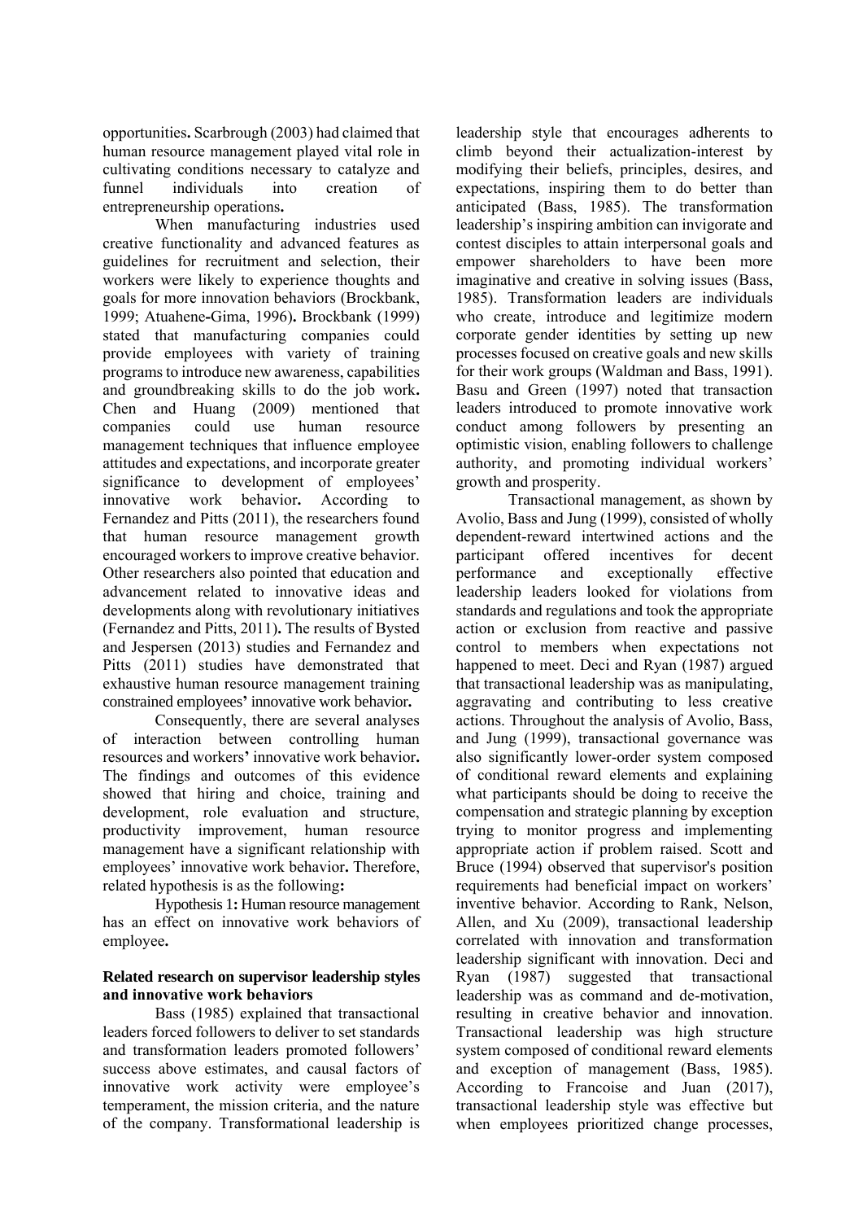opportunities. Scarbrough (2003) had claimed that human resource management played vital role in cultivating conditions necessary to catalyze and funnel individuals into creation of entrepreneurship operations.

When manufacturing industries used creative functionality and advanced features as guidelines for recruitment and selection, their workers were likely to experience thoughts and goals for more innovation behaviors (Brockbank, 1999; Atuahene-Gima, 1996). Brockbank (1999) stated that manufacturing companies could provide employees with variety of training programs to introduce new awareness, capabilities and groundbreaking skills to do the job work. Chen and Huang (2009) mentioned that companies could use human resource management techniques that influence employee attitudes and expectations, and incorporate greater significance to development of employees' innovative work behavior. According to Fernandez and Pitts (2011), the researchers found that human resource management growth encouraged workers to improve creative behavior. Other researchers also pointed that education and advancement related to innovative ideas and developments along with revolutionary initiatives (Fernandez and Pitts, 2011). The results of Bysted and Jespersen (2013) studies and Fernandez and Pitts (2011) studies have demonstrated that exhaustive human resource management training constrained employees' innovative work behavior.

Consequently, there are several analyses of interaction between controlling human resources and workers' innovative work behavior. The findings and outcomes of this evidence showed that hiring and choice, training and development, role evaluation and structure, productivity improvement, human resource management have a significant relationship with employees' innovative work behavior. Therefore, related hypothesis is as the following:

Hypothesis 1: Human resource management has an effect on innovative work behaviors of employee.

**Related research on supervisor leadership styles and innovative work behaviors**

Bass (1985) explained that transactional leaders forced followers to deliver to set standards and transformation leaders promoted followers' success above estimates, and causal factors of innovative work activity were employee's temperament, the mission criteria, and the nature of the company. Transformational leadership is leadership style that encourages adherents to climb beyond their actualization-interest by modifying their beliefs, principles, desires, and expectations, inspiring them to do better than anticipated (Bass, 1985). The transformation leadership's inspiring ambition can invigorate and contest disciples to attain interpersonal goals and empower shareholders to have been more imaginative and creative in solving issues (Bass, 1985). Transformation leaders are individuals who create, introduce and legitimize modern corporate gender identities by setting up new processes focused on creative goals and new skills for their work groups (Waldman and Bass, 1991). Basu and Green (1997) noted that transaction leaders introduced to promote innovative work conduct among followers by presenting an optimistic vision, enabling followers to challenge authority, and promoting individual workers' growth and prosperity.

Transactional management, as shown by Avolio, Bass and Jung (1999), consisted of wholly dependent-reward intertwined actions and the participant offered incentives for decent performance and exceptionally effective leadership leaders looked for violations from standards and regulations and took the appropriate action or exclusion from reactive and passive control to members when expectations not happened to meet. Deci and Ryan (1987) argued that transactional leadership was as manipulating, aggravating and contributing to less creative actions. Throughout the analysis of Avolio, Bass, and Jung (1999), transactional governance was also significantly lower-order system composed of conditional reward elements and explaining what participants should be doing to receive the compensation and strategic planning by exception trying to monitor progress and implementing appropriate action if problem raised. Scott and Bruce (1994) observed that supervisor's position requirements had beneficial impact on workers' inventive behavior. According to Rank, Nelson, Allen, and Xu (2009), transactional leadership correlated with innovation and transformation leadership significant with innovation. Deci and Ryan (1987) suggested that transactional leadership was as command and de-motivation, resulting in creative behavior and innovation. Transactional leadership was high structure system composed of conditional reward elements and exception of management (Bass, 1985). According to Francoise and Juan (2017), transactional leadership style was effective but when employees prioritized change processes,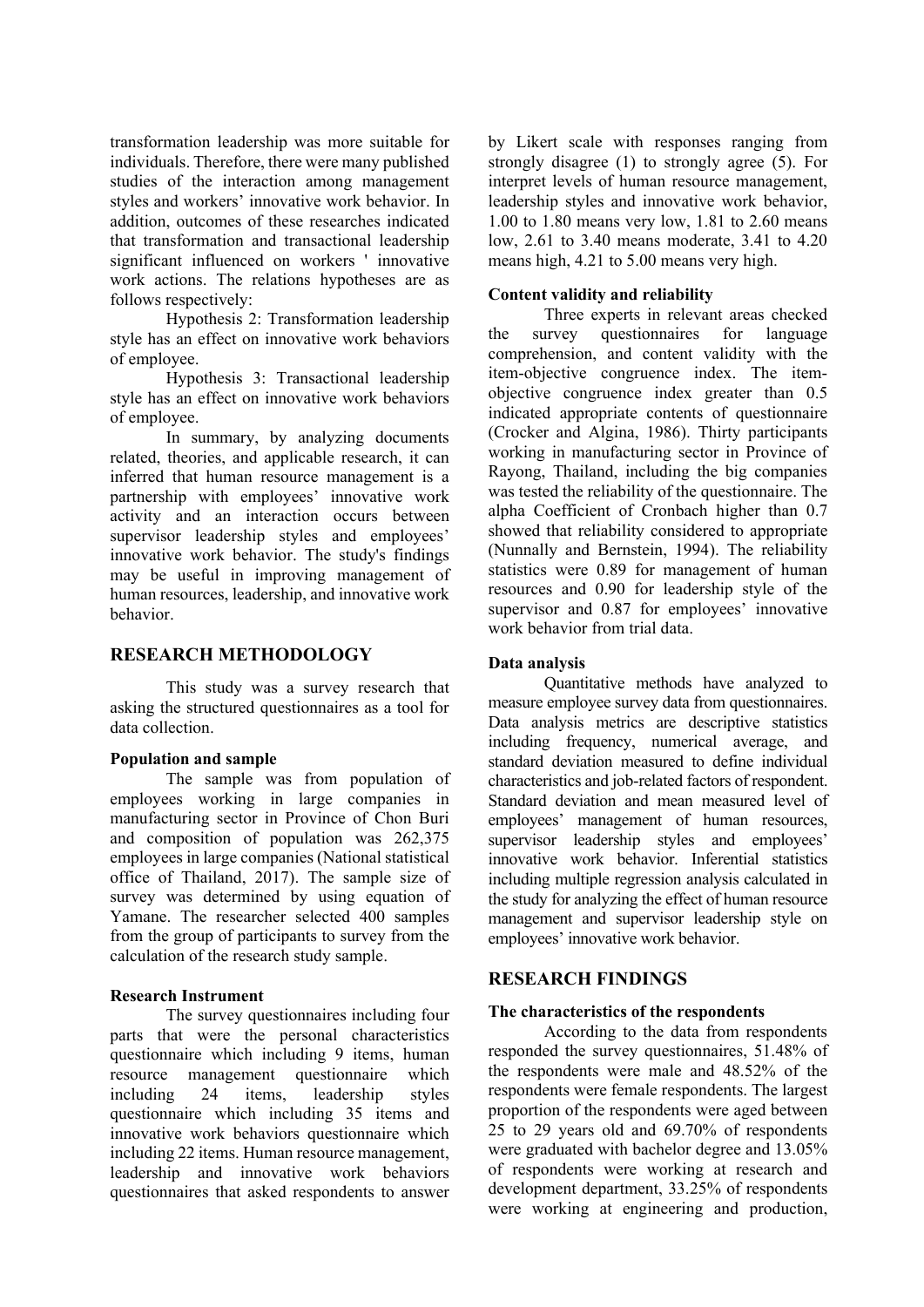transformation leadership was more suitable for individuals. Therefore, there were many published studies of the interaction among management styles and workers' innovative work behavior. In addition, outcomes of these researches indicated that transformation and transactional leadership significant influenced on workers ' innovative work actions. The relations hypotheses are as follows respectively:

Hypothesis 2: Transformation leadership style has an effect on innovative work behaviors of employee.

Hypothesis 3: Transactional leadership style has an effect on innovative work behaviors of employee.

In summary, by analyzing documents related, theories, and applicable research, it can inferred that human resource management is a partnership with employees' innovative work activity and an interaction occurs between supervisor leadership styles and employees' innovative work behavior. The study's findings may be useful in improving management of human resources, leadership, and innovative work behavior.

## RESEARCH METHODOLOGY

This study was a survey research that asking the structured questionnaires as a tool for data collection.

### Population and sample

The sample was from population of employees working in large companies in manufacturing sector in Province of Chon Buri and composition of population was 262,375 employees in large companies (National statistical office of Thailand, 2017). The sample size of survey was determined by using equation of Yamane. The researcher selected 400 samples from the group of participants to survey from the calculation of the research study sample.

### Research Instrument

The survey questionnaires including four parts that were the personal characteristics questionnaire which including 9 items, human resource management questionnaire which including 24 items, leadership styles questionnaire which including 35 items and innovative work behaviors questionnaire which including 22 items. Human resource management, leadership and innovative work behaviors questionnaires that asked respondents to answer by Likert scale with responses ranging from strongly disagree (1) to strongly agree (5). For interpret levels of human resource management, leadership styles and innovative work behavior, 1.00 to 1.80 means very low, 1.81 to 2.60 means low, 2.61 to 3.40 means moderate, 3.41 to 4.20 means high, 4.21 to 5.00 means very high.

### Content validity and reliability

Three experts in relevant areas checked the survey questionnaires for language comprehension, and content validity with the item-objective congruence index. The item-objective congruence index greater than 0.5 indicated appropriate contents of questionnaire (Crocker and Algina, 1986). Thirty participants working in manufacturing sector in Province of Rayong, Thailand, including the big companies was tested the reliability of the questionnaire. The alpha Coefficient of Cronbach higher than 0.7 showed that reliability considered to appropriate (Nunnally and Bernstein, 1994). The reliability statistics were 0.89 for management of human resources and 0.90 for leadership style of the supervisor and 0.87 for employees' innovative work behavior from trial data.

### Data analysis

Quantitative methods have analyzed to measure employee survey data from questionnaires. Data analysis metrics are descriptive statistics including frequency, numerical average, and standard deviation measured to define individual characteristics and job-related factors of respondent. Standard deviation and mean measured level of employees' management of human resources, supervisor leadership styles and employees' innovative work behavior. Inferential statistics including multiple regression analysis calculated in the study for analyzing the effect of human resource management and supervisor leadership style on employees' innovative work behavior.

## RESEARCH FINDINGS

### The characteristics of the respondents

According to the data from respondents responded the survey questionnaires, 51.48% of the respondents were male and 48.52% of the respondents were female respondents. The largest proportion of the respondents were aged between 25 to 29 years old and 69.70% of respondents were graduated with bachelor degree and 13.05% of respondents were working at research and development department, 33.25% of respondents were working at engineering and production,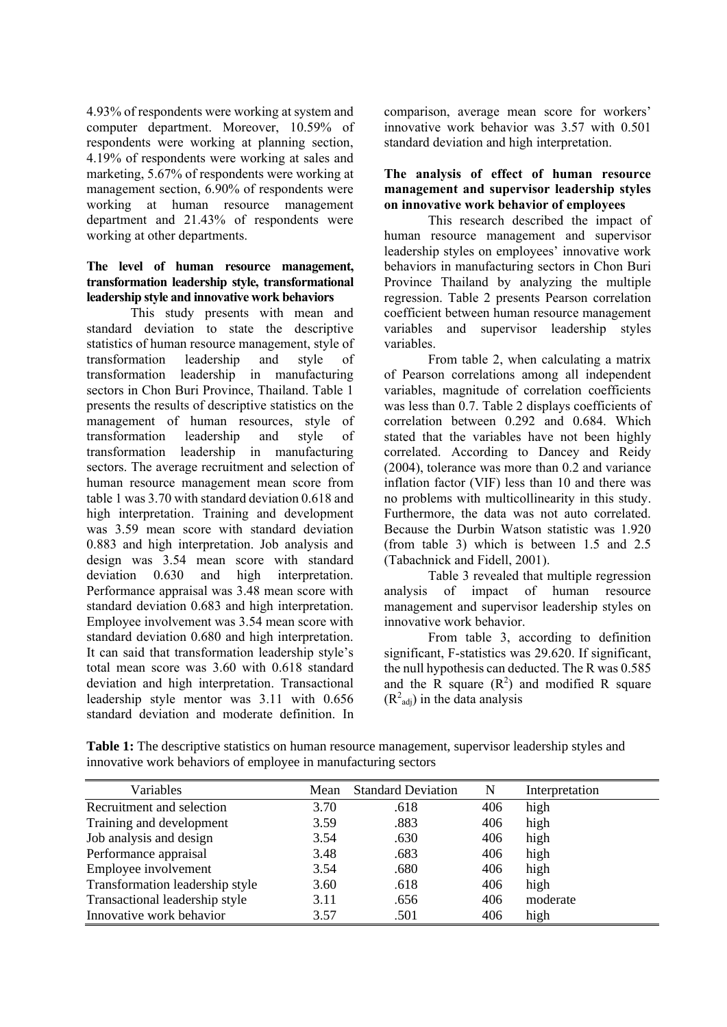4.93% of respondents were working at system and computer department. Moreover, 10.59% of respondents were working at planning section, 4.19% of respondents were working at sales and marketing, 5.67% of respondents were working at management section, 6.90% of respondents were working at human resource management department and 21.43% of respondents were working at other departments.

**The level of human resource management, transformation leadership style, transformational leadership style and innovative work behaviors**

This study presents with mean and standard deviation to state the descriptive statistics of human resource management, style of transformation leadership and style of transformation leadership in manufacturing sectors in Chon Buri Province, Thailand. Table 1 presents the results of descriptive statistics on the management of human resources, style of transformation leadership and style of transformation leadership in manufacturing sectors. The average recruitment and selection of human resource management mean score from table 1 was 3.70 with standard deviation 0.618 and high interpretation. Training and development was 3.59 mean score with standard deviation 0.883 and high interpretation. Job analysis and design was 3.54 mean score with standard deviation 0.630 and high interpretation. Performance appraisal was 3.48 mean score with standard deviation 0.683 and high interpretation. Employee involvement was 3.54 mean score with standard deviation 0.680 and high interpretation. It can said that transformation leadership style's total mean score was 3.60 with 0.618 standard deviation and high interpretation. Transactional leadership style mentor was 3.11 with 0.656 standard deviation and moderate definition. In comparison, average mean score for workers' innovative work behavior was 3.57 with 0.501 standard deviation and high interpretation.

**The analysis of effect of human resource management and supervisor leadership styles on innovative work behavior of employees**

This research described the impact of human resource management and supervisor leadership styles on employees' innovative work behaviors in manufacturing sectors in Chon Buri Province Thailand by analyzing the multiple regression. Table 2 presents Pearson correlation coefficient between human resource management variables and supervisor leadership styles variables.

From table 2, when calculating a matrix of Pearson correlations among all independent variables, magnitude of correlation coefficients was less than 0.7. Table 2 displays coefficients of correlation between 0.292 and 0.684. Which stated that the variables have not been highly correlated. According to Dancey and Reidy (2004), tolerance was more than 0.2 and variance inflation factor (VIF) less than 10 and there was no problems with multicollinearity in this study. Furthermore, the data was not auto correlated. Because the Durbin Watson statistic was 1.920 (from table 3) which is between 1.5 and 2.5 (Tabachnick and Fidell, 2001).

Table 3 revealed that multiple regression analysis of impact of human resource management and supervisor leadership styles on innovative work behavior.

From table 3, according to definition significant, F-statistics was 29.620. If significant, the null hypothesis can deducted. The R was 0.585 and the R square ($R^2$) and modified R square ($R^2_{adj}$) in the data analysis

**Table 1:** The descriptive statistics on human resource management, supervisor leadership styles and innovative work behaviors of employee in manufacturing sectors

| Variables | Mean | Standard Deviation | N | Interpretation |
|---|---|---|---|---|
| Recruitment and selection | 3.70 | .618 | 406 | high |
| Training and development | 3.59 | .883 | 406 | high |
| Job analysis and design | 3.54 | .630 | 406 | high |
| Performance appraisal | 3.48 | .683 | 406 | high |
| Employee involvement | 3.54 | .680 | 406 | high |
| Transformation leadership style | 3.60 | .618 | 406 | high |
| Transactional leadership style | 3.11 | .656 | 406 | moderate |
| Innovative work behavior | 3.57 | .501 | 406 | high |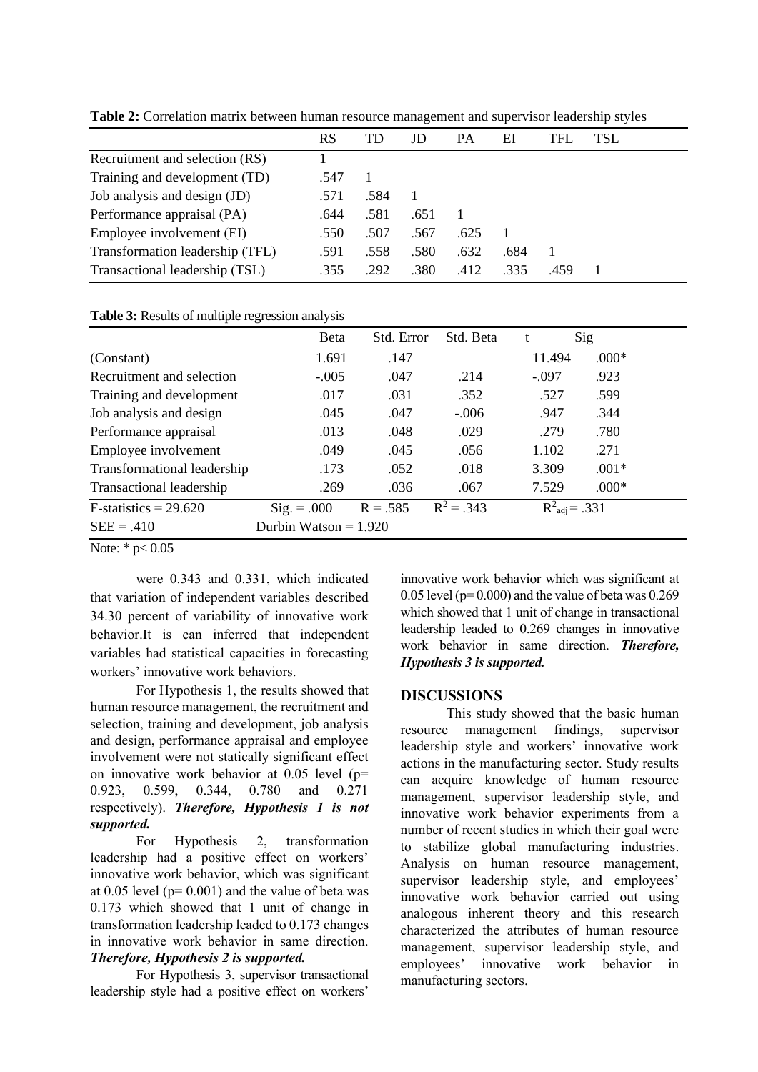**Table 2:** Correlation matrix between human resource management and supervisor leadership styles

| | RS | TD | JD | PA | EI | TFL | TSL |
|---|---|---|---|---|---|---|---|
| Recruitment and selection (RS) | 1 | | | | | | |
| Training and development (TD) | .547 | 1 | | | | | |
| Job analysis and design (JD) | .571 | .584 | 1 | | | | |
| Performance appraisal (PA) | .644 | .581 | .651 | 1 | | | |
| Employee involvement (EI) | .550 | .507 | .567 | .625 | 1 | | |
| Transformation leadership (TFL) | .591 | .558 | .580 | .632 | .684 | 1 | |
| Transactional leadership (TSL) | .355 | .292 | .380 | .412 | .335 | .459 | 1 |

**Table 3:** Results of multiple regression analysis

| | Beta | Std. Error | Std. Beta | t | Sig |
|---|---|---|---|---|---|
| (Constant) | 1.691 | .147 | | 11.494 | .000* |
| Recruitment and selection | -.005 | .047 | .214 | -.097 | .923 |
| Training and development | .017 | .031 | .352 | .527 | .599 |
| Job analysis and design | .045 | .047 | -.006 | .947 | .344 |
| Performance appraisal | .013 | .048 | .029 | .279 | .780 |
| Employee involvement | .049 | .045 | .056 | 1.102 | .271 |
| Transformational leadership | .173 | .052 | .018 | 3.309 | .001* |
| Transactional leadership | .269 | .036 | .067 | 7.529 | .000* |
| F-statistics = 29.620 | Sig. = .000 | R = .585 | $R^2$ = .343 | $R^2_{adj}$ = .331 | |
| SEE = .410 | Durbin Watson = 1.920 | | | | |

Note: * $p< 0.05$

were 0.343 and 0.331, which indicated that variation of independent variables described 34.30 percent of variability of innovative work behavior.It is can inferred that independent variables had statistical capacities in forecasting workers' innovative work behaviors.

For Hypothesis 1, the results showed that human resource management, the recruitment and selection, training and development, job analysis and design, performance appraisal and employee involvement were not statically significant effect on innovative work behavior at 0.05 level (p= 0.923, 0.599, 0.344, 0.780 and 0.271 respectively). ***Therefore, Hypothesis 1 is not supported.***

For Hypothesis 2, transformation leadership had a positive effect on workers' innovative work behavior, which was significant at 0.05 level (p= 0.001) and the value of beta was 0.173 which showed that 1 unit of change in transformation leadership leaded to 0.173 changes in innovative work behavior in same direction. ***Therefore, Hypothesis 2 is supported.***

For Hypothesis 3, supervisor transactional leadership style had a positive effect on workers' innovative work behavior which was significant at 0.05 level (p= 0.000) and the value of beta was 0.269 which showed that 1 unit of change in transactional leadership leaded to 0.269 changes in innovative work behavior in same direction. ***Therefore, Hypothesis 3 is supported.***

## DISCUSSIONS

This study showed that the basic human resource management findings, supervisor leadership style and workers' innovative work actions in the manufacturing sector. Study results can acquire knowledge of human resource management, supervisor leadership style, and innovative work behavior experiments from a number of recent studies in which their goal were to stabilize global manufacturing industries. Analysis on human resource management, supervisor leadership style, and employees' innovative work behavior carried out using analogous inherent theory and this research characterized the attributes of human resource management, supervisor leadership style, and employees' innovative work behavior in manufacturing sectors.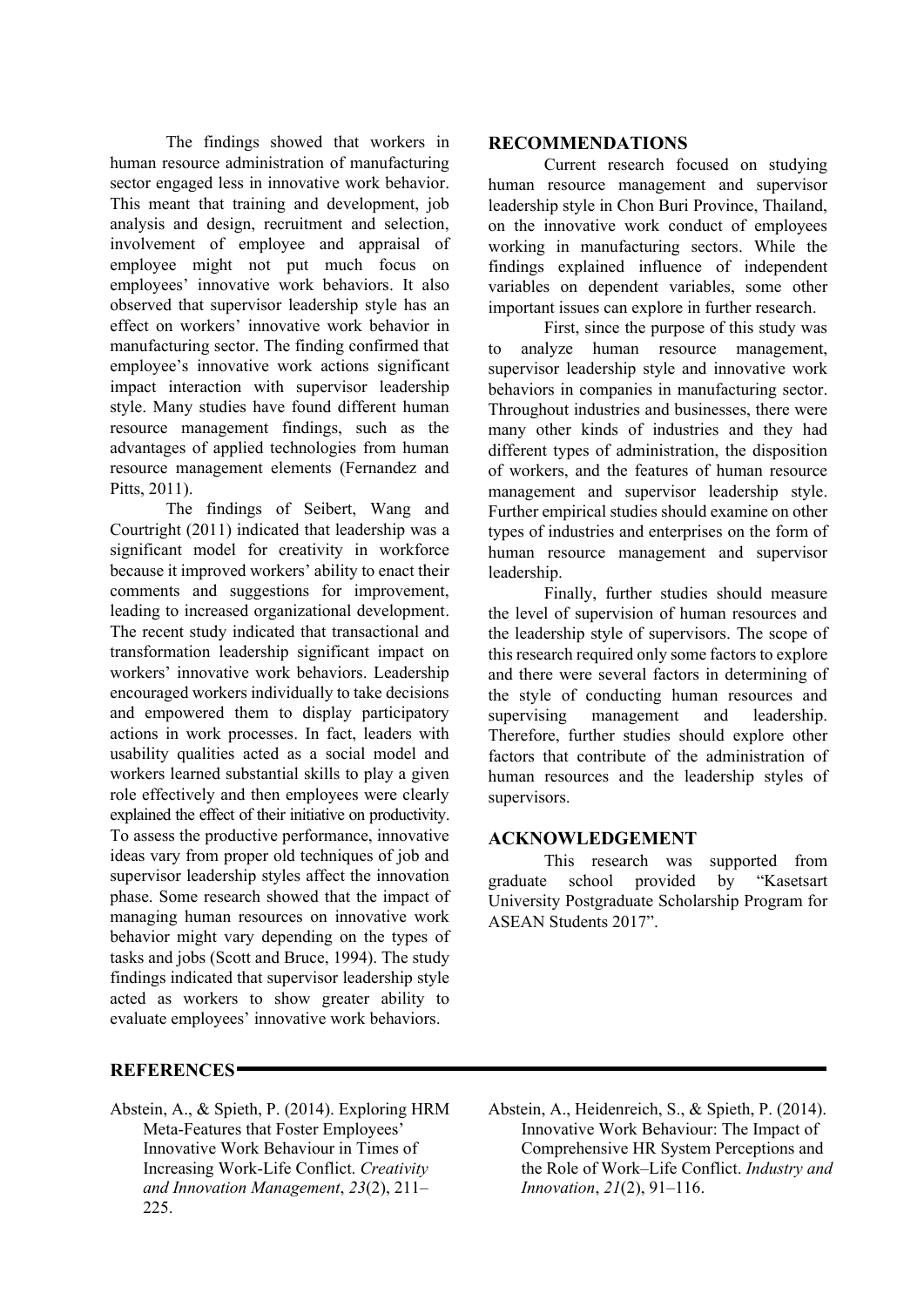The findings showed that workers in human resource administration of manufacturing sector engaged less in innovative work behavior. This meant that training and development, job analysis and design, recruitment and selection, involvement of employee and appraisal of employee might not put much focus on employees' innovative work behaviors. It also observed that supervisor leadership style has an effect on workers' innovative work behavior in manufacturing sector. The finding confirmed that employee's innovative work actions significant impact interaction with supervisor leadership style. Many studies have found different human resource management findings, such as the advantages of applied technologies from human resource management elements (Fernandez and Pitts, 2011).

The findings of Seibert, Wang and Courtright (2011) indicated that leadership was a significant model for creativity in workforce because it improved workers' ability to enact their comments and suggestions for improvement, leading to increased organizational development. The recent study indicated that transactional and transformation leadership significant impact on workers' innovative work behaviors. Leadership encouraged workers individually to take decisions and empowered them to display participatory actions in work processes. In fact, leaders with usability qualities acted as a social model and workers learned substantial skills to play a given role effectively and then employees were clearly explained the effect of their initiative on productivity. To assess the productive performance, innovative ideas vary from proper old techniques of job and supervisor leadership styles affect the innovation phase. Some research showed that the impact of managing human resources on innovative work behavior might vary depending on the types of tasks and jobs (Scott and Bruce, 1994). The study findings indicated that supervisor leadership style acted as workers to show greater ability to evaluate employees' innovative work behaviors.

## RECOMMENDATIONS

Current research focused on studying human resource management and supervisor leadership style in Chon Buri Province, Thailand, on the innovative work conduct of employees working in manufacturing sectors. While the findings explained influence of independent variables on dependent variables, some other important issues can explore in further research.

First, since the purpose of this study was to analyze human resource management, supervisor leadership style and innovative work behaviors in companies in manufacturing sector. Throughout industries and businesses, there were many other kinds of industries and they had different types of administration, the disposition of workers, and the features of human resource management and supervisor leadership style. Further empirical studies should examine on other types of industries and enterprises on the form of human resource management and supervisor leadership.

Finally, further studies should measure the level of supervision of human resources and the leadership style of supervisors. The scope of this research required only some factors to explore and there were several factors in determining of the style of conducting human resources and supervising management and leadership. Therefore, further studies should explore other factors that contribute of the administration of human resources and the leadership styles of supervisors.

## ACKNOWLEDGEMENT

This research was supported from graduate school provided by "Kasetsart University Postgraduate Scholarship Program for ASEAN Students 2017".

## REFERENCES

Abstein, A., & Spieth, P. (2014). Exploring HRM Meta-Features that Foster Employees' Innovative Work Behaviour in Times of Increasing Work-Life Conflict. *Creativity and Innovation Management*, *23*(2), 211–225.

Abstein, A., Heidenreich, S., & Spieth, P. (2014). Innovative Work Behaviour: The Impact of Comprehensive HR System Perceptions and the Role of Work–Life Conflict. *Industry and Innovation*, *21*(2), 91–116.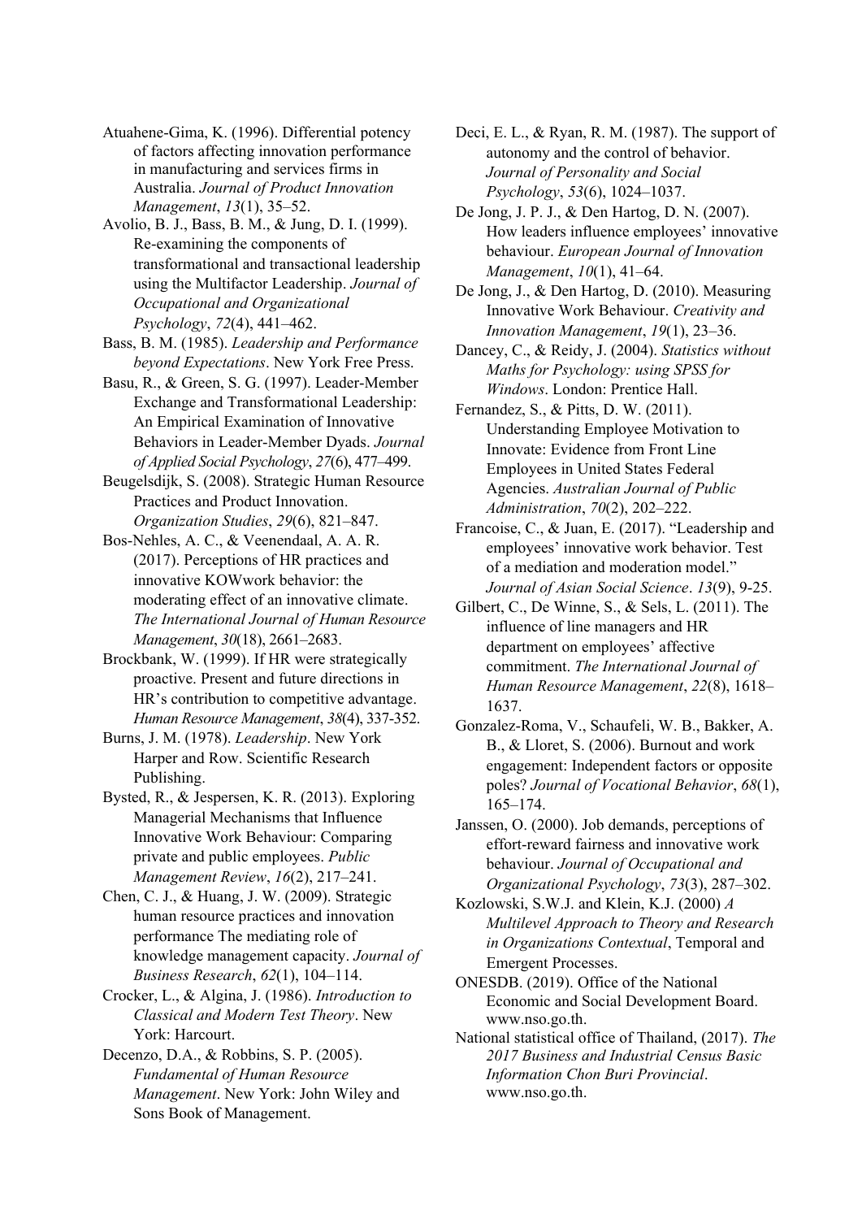Atuahene-Gima, K. (1996). Differential potency of factors affecting innovation performance in manufacturing and services firms in Australia. *Journal of Product Innovation Management*, *13*(1), 35–52.

Avolio, B. J., Bass, B. M., & Jung, D. I. (1999). Re-examining the components of transformational and transactional leadership using the Multifactor Leadership. *Journal of Occupational and Organizational Psychology*, *72*(4), 441–462.

Bass, B. M. (1985). *Leadership and Performance beyond Expectations*. New York Free Press.

Basu, R., & Green, S. G. (1997). Leader-Member Exchange and Transformational Leadership: An Empirical Examination of Innovative Behaviors in Leader-Member Dyads. *Journal of Applied Social Psychology*, *27*(6), 477–499.

Beugelsdijk, S. (2008). Strategic Human Resource Practices and Product Innovation. *Organization Studies*, *29*(6), 821–847.

Bos-Nehles, A. C., & Veenendaal, A. A. R. (2017). Perceptions of HR practices and innovative KOWwork behavior: the moderating effect of an innovative climate. *The International Journal of Human Resource Management*, *30*(18), 2661–2683.

Brockbank, W. (1999). If HR were strategically proactive. Present and future directions in HR's contribution to competitive advantage. *Human Resource Management*, *38*(4), 337-352.

Burns, J. M. (1978). *Leadership*. New York Harper and Row. Scientific Research Publishing.

Bysted, R., & Jespersen, K. R. (2013). Exploring Managerial Mechanisms that Influence Innovative Work Behaviour: Comparing private and public employees. *Public Management Review*, *16*(2), 217–241.

Chen, C. J., & Huang, J. W. (2009). Strategic human resource practices and innovation performance The mediating role of knowledge management capacity. *Journal of Business Research*, *62*(1), 104–114.

Crocker, L., & Algina, J. (1986). *Introduction to Classical and Modern Test Theory*. New York: Harcourt.

Decenzo, D.A., & Robbins, S. P. (2005). *Fundamental of Human Resource Management*. New York: John Wiley and Sons Book of Management.

Deci, E. L., & Ryan, R. M. (1987). The support of autonomy and the control of behavior. *Journal of Personality and Social Psychology*, *53*(6), 1024–1037.

De Jong, J. P. J., & Den Hartog, D. N. (2007). How leaders influence employees' innovative behaviour. *European Journal of Innovation Management*, *10*(1), 41–64.

De Jong, J., & Den Hartog, D. (2010). Measuring Innovative Work Behaviour. *Creativity and Innovation Management*, *19*(1), 23–36.

Dancey, C., & Reidy, J. (2004). *Statistics without Maths for Psychology: using SPSS for Windows*. London: Prentice Hall.

Fernandez, S., & Pitts, D. W. (2011). Understanding Employee Motivation to Innovate: Evidence from Front Line Employees in United States Federal Agencies. *Australian Journal of Public Administration*, *70*(2), 202–222.

Francoise, C., & Juan, E. (2017). "Leadership and employees' innovative work behavior. Test of a mediation and moderation model." *Journal of Asian Social Science*. *13*(9), 9-25.

Gilbert, C., De Winne, S., & Sels, L. (2011). The influence of line managers and HR department on employees' affective commitment. *The International Journal of Human Resource Management*, *22*(8), 1618–1637.

Gonzalez-Roma, V., Schaufeli, W. B., Bakker, A. B., & Lloret, S. (2006). Burnout and work engagement: Independent factors or opposite poles? *Journal of Vocational Behavior*, *68*(1), 165–174.

Janssen, O. (2000). Job demands, perceptions of effort-reward fairness and innovative work behaviour. *Journal of Occupational and Organizational Psychology*, *73*(3), 287–302.

Kozlowski, S.W.J. and Klein, K.J. (2000) *A Multilevel Approach to Theory and Research in Organizations Contextual*, Temporal and Emergent Processes.

ONESDB. (2019). Office of the National Economic and Social Development Board. www.nso.go.th.

National statistical office of Thailand, (2017). *The 2017 Business and Industrial Census Basic Information Chon Buri Provincial*. www.nso.go.th.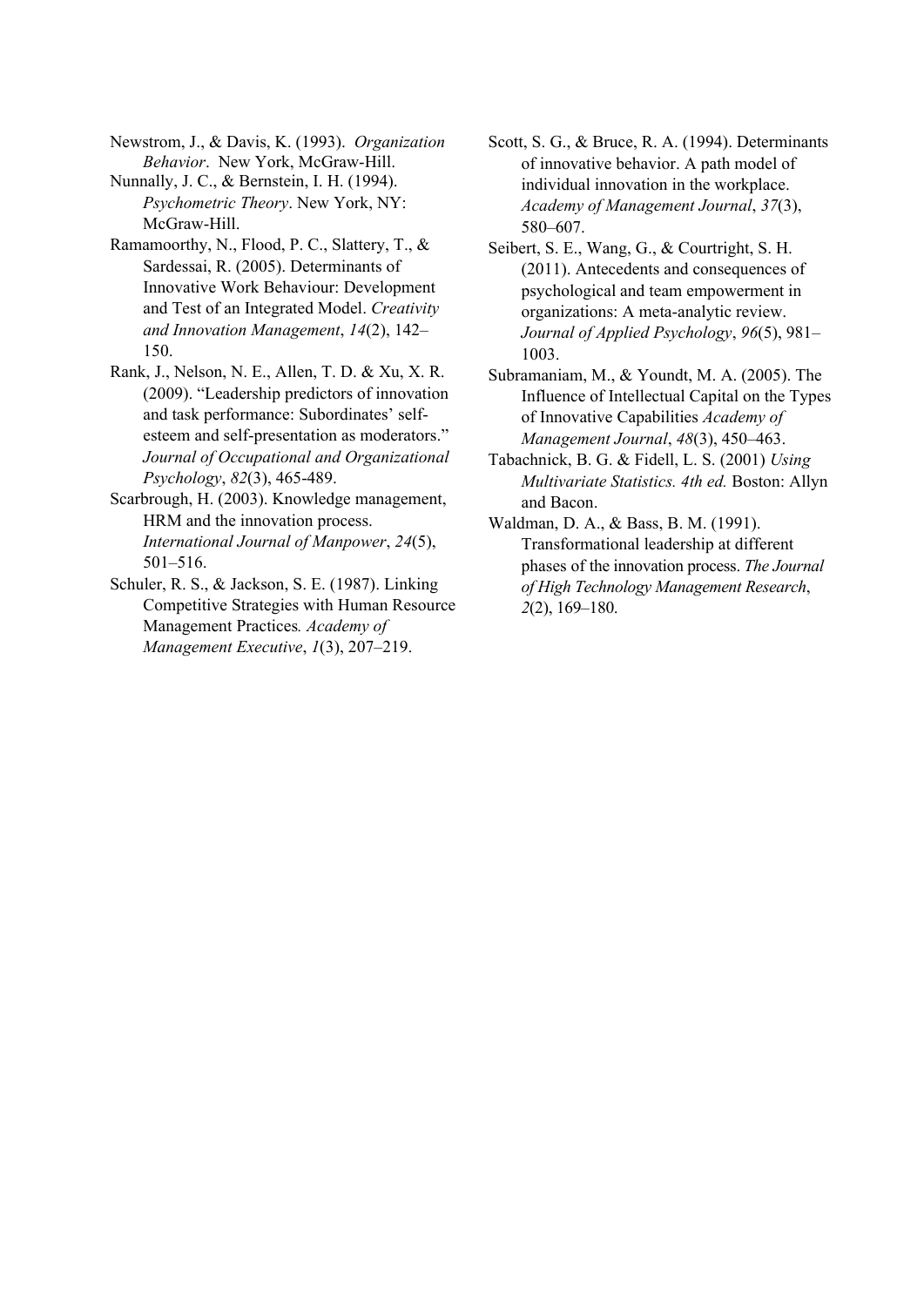Newstrom, J., & Davis, K. (1993). *Organization Behavior*. New York, McGraw-Hill.

Nunnally, J. C., & Bernstein, I. H. (1994). *Psychometric Theory*. New York, NY: McGraw-Hill.

Ramamoorthy, N., Flood, P. C., Slattery, T., & Sardessai, R. (2005). Determinants of Innovative Work Behaviour: Development and Test of an Integrated Model. *Creativity and Innovation Management*, *14*(2), 142–150.

Rank, J., Nelson, N. E., Allen, T. D. & Xu, X. R. (2009). "Leadership predictors of innovation and task performance: Subordinates' self-esteem and self-presentation as moderators." *Journal of Occupational and Organizational Psychology*, *82*(3), 465-489.

Scarbrough, H. (2003). Knowledge management, HRM and the innovation process. *International Journal of Manpower*, *24*(5), 501–516.

Schuler, R. S., & Jackson, S. E. (1987). Linking Competitive Strategies with Human Resource Management Practices*. Academy of Management Executive*, *1*(3), 207–219.

Scott, S. G., & Bruce, R. A. (1994). Determinants of innovative behavior. A path model of individual innovation in the workplace. *Academy of Management Journal*, *37*(3), 580–607.

Seibert, S. E., Wang, G., & Courtright, S. H. (2011). Antecedents and consequences of psychological and team empowerment in organizations: A meta-analytic review. *Journal of Applied Psychology*, *96*(5), 981–1003.

Subramaniam, M., & Youndt, M. A. (2005). The Influence of Intellectual Capital on the Types of Innovative Capabilities *Academy of Management Journal*, *48*(3), 450–463.

Tabachnick, B. G. & Fidell, L. S. (2001) *Using Multivariate Statistics. 4th ed.* Boston: Allyn and Bacon.

Waldman, D. A., & Bass, B. M. (1991). Transformational leadership at different phases of the innovation process. *The Journal of High Technology Management Research*, *2*(2), 169–180.